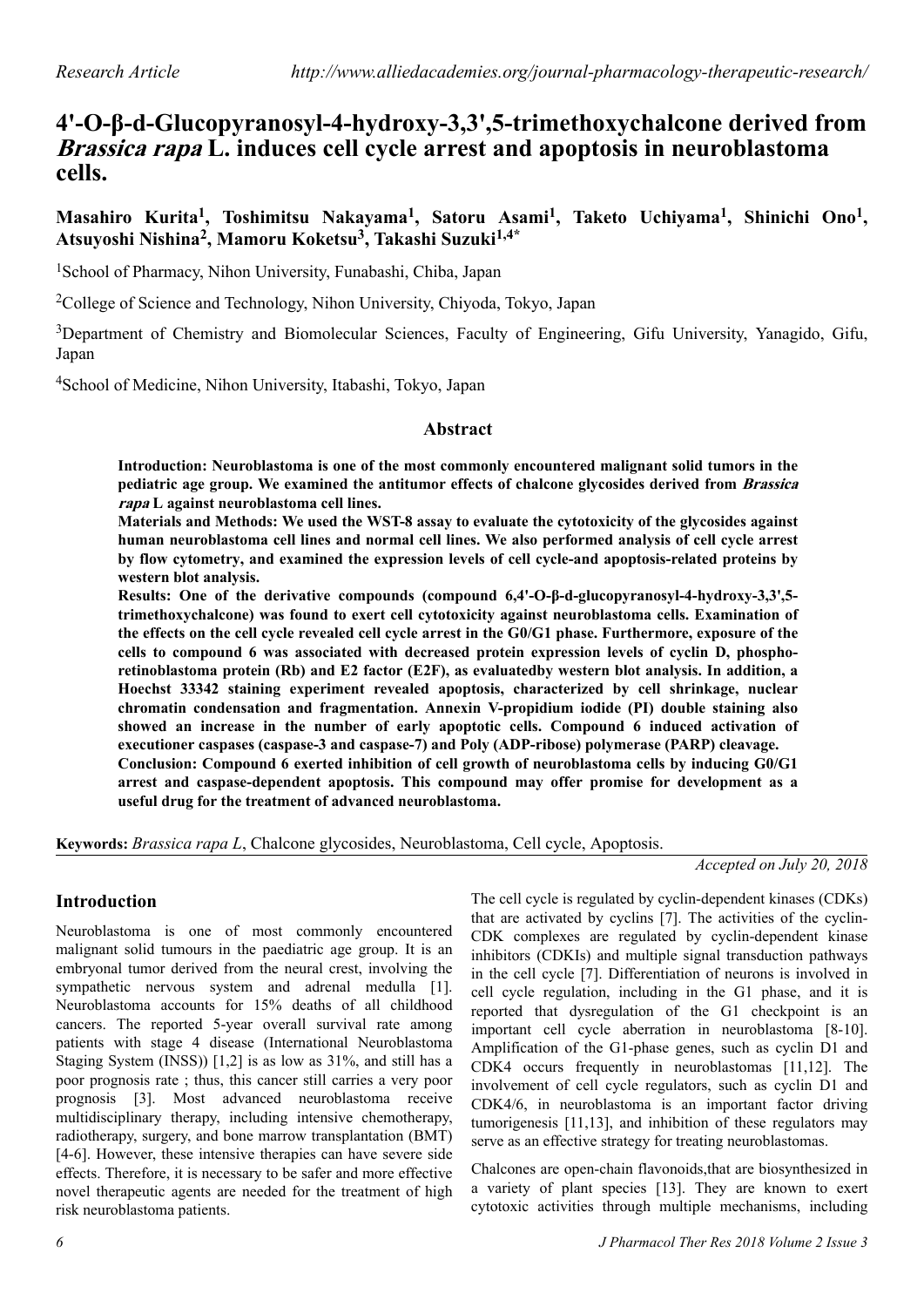# 4'-O-β-d-Glucopyranosyl-4-hydroxy-3,3',5-trimethoxychalcone derived from *Brassica rapa* L. induces cell cycle arrest and apoptosis in neuroblastoma cells.

**Masahiro Kurita[1], Toshimitsu Nakayama[1], Satoru Asami[1], Taketo Uchiyama[1], Shinichi Ono[1], Atsuyoshi Nishina[2], Mamoru Koketsu[3], Takashi Suzuki[1,4*]**

[1]School of Pharmacy, Nihon University, Funabashi, Chiba, Japan

[2]College of Science and Technology, Nihon University, Chiyoda, Tokyo, Japan

[3]Department of Chemistry and Biomolecular Sciences, Faculty of Engineering, Gifu University, Yanagido, Gifu, Japan

[4]School of Medicine, Nihon University, Itabashi, Tokyo, Japan

## Abstract

**Introduction: Neuroblastoma is one of the most commonly encountered malignant solid tumors in the pediatric age group. We examined the antitumor effects of chalcone glycosides derived from *Brassica rapa* L against neuroblastoma cell lines.**

**Materials and Methods: We used the WST-8 assay to evaluate the cytotoxicity of the glycosides against human neuroblastoma cell lines and normal cell lines. We also performed analysis of cell cycle arrest by flow cytometry, and examined the expression levels of cell cycle-and apoptosis-related proteins by western blot analysis.**

**Results: One of the derivative compounds (compound 6,4'-O-β-d-glucopyranosyl-4-hydroxy-3,3',5-trimethoxychalcone) was found to exert cell cytotoxicity against neuroblastoma cells. Examination of the effects on the cell cycle revealed cell cycle arrest in the G0/G1 phase. Furthermore, exposure of the cells to compound 6 was associated with decreased protein expression levels of cyclin D, phospho-retinoblastoma protein (Rb) and E2 factor (E2F), as evaluatedby western blot analysis. In addition, a Hoechst 33342 staining experiment revealed apoptosis, characterized by cell shrinkage, nuclear chromatin condensation and fragmentation. Annexin V-propidium iodide (PI) double staining also showed an increase in the number of early apoptotic cells. Compound 6 induced activation of executioner caspases (caspase-3 and caspase-7) and Poly (ADP-ribose) polymerase (PARP) cleavage.**

**Conclusion: Compound 6 exerted inhibition of cell growth of neuroblastoma cells by inducing G0/G1 arrest and caspase-dependent apoptosis. This compound may offer promise for development as a useful drug for the treatment of advanced neuroblastoma.**

**Keywords:** *Brassica rapa L*, Chalcone glycosides, Neuroblastoma, Cell cycle, Apoptosis.

*Accepted on July 20, 2018*

## Introduction

Neuroblastoma is one of most commonly encountered malignant solid tumours in the paediatric age group. It is an embryonal tumor derived from the neural crest, involving the sympathetic nervous system and adrenal medulla [1]. Neuroblastoma accounts for 15% deaths of all childhood cancers. The reported 5-year overall survival rate among patients with stage 4 disease (International Neuroblastoma Staging System (INSS)) [1,2] is as low as 31%, and still has a poor prognosis rate ; thus, this cancer still carries a very poor prognosis [3]. Most advanced neuroblastoma receive multidisciplinary therapy, including intensive chemotherapy, radiotherapy, surgery, and bone marrow transplantation (BMT) [4-6]. However, these intensive therapies can have severe side effects. Therefore, it is necessary to be safer and more effective novel therapeutic agents are needed for the treatment of high risk neuroblastoma patients.

The cell cycle is regulated by cyclin-dependent kinases (CDKs) that are activated by cyclins [7]. The activities of the cyclin-CDK complexes are regulated by cyclin-dependent kinase inhibitors (CDKIs) and multiple signal transduction pathways in the cell cycle [7]. Differentiation of neurons is involved in cell cycle regulation, including in the G1 phase, and it is reported that dysregulation of the G1 checkpoint is an important cell cycle aberration in neuroblastoma [8-10]. Amplification of the G1-phase genes, such as cyclin D1 and CDK4 occurs frequently in neuroblastomas [11,12]. The involvement of cell cycle regulators, such as cyclin D1 and CDK4/6, in neuroblastoma is an important factor driving tumorigenesis [11,13], and inhibition of these regulators may serve as an effective strategy for treating neuroblastomas.

Chalcones are open-chain flavonoids,that are biosynthesized in a variety of plant species [13]. They are known to exert cytotoxic activities through multiple mechanisms, including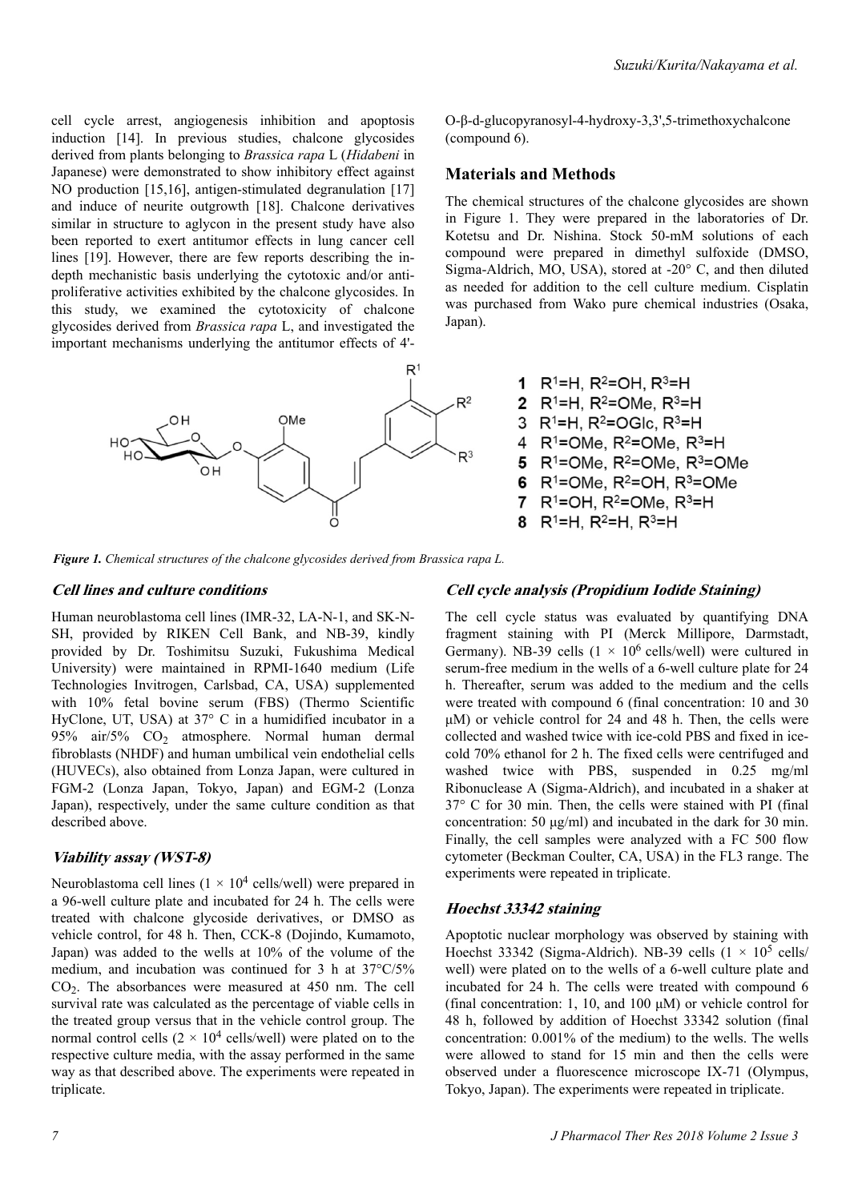cell cycle arrest, angiogenesis inhibition and apoptosis induction [14]. In previous studies, chalcone glycosides derived from plants belonging to *Brassica rapa* L (*Hidabeni* in Japanese) were demonstrated to show inhibitory effect against NO production [15,16], antigen-stimulated degranulation [17] and induce of neurite outgrowth [18]. Chalcone derivatives similar in structure to aglycon in the present study have also been reported to exert antitumor effects in lung cancer cell lines [19]. However, there are few reports describing the in-depth mechanistic basis underlying the cytotoxic and/or anti-proliferative activities exhibited by the chalcone glycosides. In this study, we examined the cytotoxicity of chalcone glycosides derived from *Brassica rapa* L, and investigated the important mechanisms underlying the antitumor effects of 4'-O-β-d-glucopyranosyl-4-hydroxy-3,3',5-trimethoxychalcone (compound 6).

## Materials and Methods

The chemical structures of the chalcone glycosides are shown in Figure 1. They were prepared in the laboratories of Dr. Kotetsu and Dr. Nishina. Stock 50-mM solutions of each compound were prepared in dimethyl sulfoxide (DMSO, Sigma-Aldrich, MO, USA), stored at -20° C, and then diluted as needed for addition to the cell culture medium. Cisplatin was purchased from Wako pure chemical industries (Osaka, Japan).

1 $R^1$=H, $R^2$=OH, $R^3$=H
2 $R^1$=H, $R^2$=OMe, $R^3$=H
3 $R^1$=H, $R^2$=OGlc, $R^3$=H
4 $R^1$=OMe, $R^2$=OMe, $R^3$=H
5 $R^1$=OMe, $R^2$=OMe, $R^3$=OMe
6 $R^1$=OMe, $R^2$=OH, $R^3$=OMe
7 $R^1$=OH, $R^2$=OMe, $R^3$=H
8 $R^1$=H, $R^2$=H, $R^3$=H

***Figure 1.*** *Chemical structures of the chalcone glycosides derived from Brassica rapa L.*

### *Cell lines and culture conditions*

Human neuroblastoma cell lines (IMR-32, LA-N-1, and SK-N-SH, provided by RIKEN Cell Bank, and NB-39, kindly provided by Dr. Toshimitsu Suzuki, Fukushima Medical University) were maintained in RPMI-1640 medium (Life Technologies Invitrogen, Carlsbad, CA, USA) supplemented with 10% fetal bovine serum (FBS) (Thermo Scientific HyClone, UT, USA) at 37° C in a humidified incubator in a 95% air/5% $CO_2$ atmosphere. Normal human dermal fibroblasts (NHDF) and human umbilical vein endothelial cells (HUVECs), also obtained from Lonza Japan, were cultured in FGM-2 (Lonza Japan, Tokyo, Japan) and EGM-2 (Lonza Japan), respectively, under the same culture condition as that described above.

### *Viability assay (WST-8)*

Neuroblastoma cell lines ($1 \times 10^4$ cells/well) were prepared in a 96-well culture plate and incubated for 24 h. The cells were treated with chalcone glycoside derivatives, or DMSO as vehicle control, for 48 h. Then, CCK-8 (Dojindo, Kumamoto, Japan) was added to the wells at 10% of the volume of the medium, and incubation was continued for 3 h at 37°C/5% $CO_2$. The absorbances were measured at 450 nm. The cell survival rate was calculated as the percentage of viable cells in the treated group versus that in the vehicle control group. The normal control cells ($2 \times 10^4$ cells/well) were plated on to the respective culture media, with the assay performed in the same way as that described above. The experiments were repeated in triplicate.

### *Cell cycle analysis (Propidium Iodide Staining)*

The cell cycle status was evaluated by quantifying DNA fragment staining with PI (Merck Millipore, Darmstadt, Germany). NB-39 cells ($1 \times 10^6$ cells/well) were cultured in serum-free medium in the wells of a 6-well culture plate for 24 h. Thereafter, serum was added to the medium and the cells were treated with compound 6 (final concentration: 10 and 30 μM) or vehicle control for 24 and 48 h. Then, the cells were collected and washed twice with ice-cold PBS and fixed in ice-cold 70% ethanol for 2 h. The fixed cells were centrifuged and washed twice with PBS, suspended in 0.25 mg/ml Ribonuclease A (Sigma-Aldrich), and incubated in a shaker at 37° C for 30 min. Then, the cells were stained with PI (final concentration: 50 μg/ml) and incubated in the dark for 30 min. Finally, the cell samples were analyzed with a FC 500 flow cytometer (Beckman Coulter, CA, USA) in the FL3 range. The experiments were repeated in triplicate.

### *Hoechst 33342 staining*

Apoptotic nuclear morphology was observed by staining with Hoechst 33342 (Sigma-Aldrich). NB-39 cells ($1 \times 10^5$ cells/well) were plated on to the wells of a 6-well culture plate and incubated for 24 h. The cells were treated with compound 6 (final concentration: 1, 10, and 100 μM) or vehicle control for 48 h, followed by addition of Hoechst 33342 solution (final concentration: 0.001% of the medium) to the wells. The wells were allowed to stand for 15 min and then the cells were observed under a fluorescence microscope IX-71 (Olympus, Tokyo, Japan). The experiments were repeated in triplicate.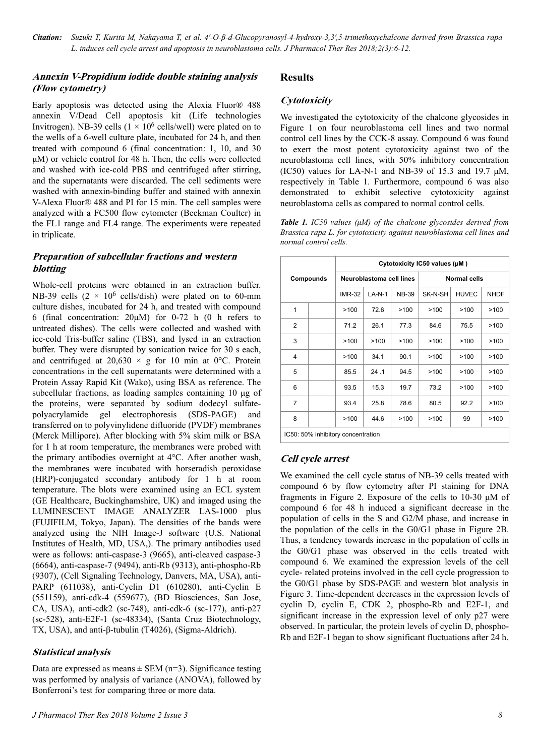### Annexin V-Propidium iodide double staining analysis (Flow cytometry)

Early apoptosis was detected using the Alexia Fluor® 488 annexin V/Dead Cell apoptosis kit (Life technologies Invitrogen). NB-39 cells ($1 \times 10^6$ cells/well) were plated on to the wells of a 6-well culture plate, incubated for 24 h, and then treated with compound 6 (final concentration: 1, 10, and 30 μM) or vehicle control for 48 h. Then, the cells were collected and washed with ice-cold PBS and centrifuged after stirring, and the supernatants were discarded. The cell sediments were washed with annexin-binding buffer and stained with annexin V-Alexa Fluor® 488 and PI for 15 min. The cell samples were analyzed with a FC500 flow cytometer (Beckman Coulter) in the FL1 range and FL4 range. The experiments were repeated in triplicate.

### Preparation of subcellular fractions and western blotting

Whole-cell proteins were obtained in an extraction buffer. NB-39 cells ($2 \times 10^6$ cells/dish) were plated on to 60-mm culture dishes, incubated for 24 h, and treated with compound 6 (final concentration: 20μM) for 0-72 h (0 h refers to untreated dishes). The cells were collected and washed with ice-cold Tris-buffer saline (TBS), and lysed in an extraction buffer. They were disrupted by sonication twice for 30 s each, and centrifuged at 20,630 × g for 10 min at 0°C. Protein concentrations in the cell supernatants were determined with a Protein Assay Rapid Kit (Wako), using BSA as reference. The subcellular fractions, as loading samples containing 10 μg of the proteins, were separated by sodium dodecyl sulfate-polyacrylamide gel electrophoresis (SDS-PAGE) and transferred on to polyvinylidene difluoride (PVDF) membranes (Merck Millipore). After blocking with 5% skim milk or BSA for 1 h at room temperature, the membranes were probed with the primary antibodies overnight at 4°C. After another wash, the membranes were incubated with horseradish peroxidase (HRP)-conjugated secondary antibody for 1 h at room temperature. The blots were examined using an ECL system (GE Healthcare, Buckinghamshire, UK) and imaged using the LUMINESCENT IMAGE ANALYZER LAS-1000 plus (FUJIFILM, Tokyo, Japan). The densities of the bands were analyzed using the NIH Image-J software (U.S. National Institutes of Health, MD, USA,). The primary antibodies used were as follows: anti-caspase-3 (9665), anti-cleaved caspase-3 (6664), anti-caspase-7 (9494), anti-Rb (9313), anti-phospho-Rb (9307), (Cell Signaling Technology, Danvers, MA, USA), anti-PARP (611038), anti-Cyclin D1 (610280), anti-Cyclin E (551159), anti-cdk-4 (559677), (BD Biosciences, San Jose, CA, USA), anti-cdk2 (sc-748), anti-cdk-6 (sc-177), anti-p27 (sc-528), anti-E2F-1 (sc-48334), (Santa Cruz Biotechnology, TX, USA), and anti-β-tubulin (T4026), (Sigma-Aldrich).

### Statistical analysis

Data are expressed as means ± SEM (n=3). Significance testing was performed by analysis of variance (ANOVA), followed by Bonferroni's test for comparing three or more data.

## Results

### Cytotoxicity

We investigated the cytotoxicity of the chalcone glycosides in Figure 1 on four neuroblastoma cell lines and two normal control cell lines by the CCK-8 assay. Compound 6 was found to exert the most potent cytotoxicity against two of the neuroblastoma cell lines, with 50% inhibitory concentration (IC50) values for LA-N-1 and NB-39 of 15.3 and 19.7 μM, respectively in Table 1. Furthermore, compound 6 was also demonstrated to exhibit selective cytotoxicity against neuroblastoma cells as compared to normal control cells.

*Table 1. IC50 values (μM) of the chalcone glycosides derived from Brassica rapa L. for cytotoxicity against neuroblastoma cell lines and normal control cells.*

| Compounds | Cytotoxicity IC50 values (μM ) | | | | | |
|---|---|---|---|---|---|---|
| | Neuroblastoma cell lines | | | Normal cells | | |
| | IMR-32 | LA-N-1 | NB-39 | SK-N-SH | HUVEC | NHDF |
| 1 | >100 | 72.6 | >100 | >100 | >100 | >100 |
| 2 | 71.2 | 26.1 | 77.3 | 84.6 | 75.5 | >100 |
| 3 | >100 | >100 | >100 | >100 | >100 | >100 |
| 4 | >100 | 34.1 | 90.1 | >100 | >100 | >100 |
| 5 | 85.5 | 24 .1 | 94.5 | >100 | >100 | >100 |
| 6 | 93.5 | 15.3 | 19.7 | 73.2 | >100 | >100 |
| 7 | 93.4 | 25.8 | 78.6 | 80.5 | 92.2 | >100 |
| 8 | >100 | 44.6 | >100 | >100 | 99 | >100 |

IC50: 50% inhibitory concentration

### Cell cycle arrest

We examined the cell cycle status of NB-39 cells treated with compound 6 by flow cytometry after PI staining for DNA fragments in Figure 2. Exposure of the cells to 10-30 μM of compound 6 for 48 h induced a significant decrease in the population of cells in the S and G2/M phase, and increase in the population of the cells in the G0/G1 phase in Figure 2B. Thus, a tendency towards increase in the population of cells in the G0/G1 phase was observed in the cells treated with compound 6. We examined the expression levels of the cell cycle- related proteins involved in the cell cycle progression to the G0/G1 phase by SDS-PAGE and western blot analysis in Figure 3. Time-dependent decreases in the expression levels of cyclin D, cyclin E, CDK 2, phospho-Rb and E2F-1, and significant increase in the expression level of only p27 were observed. In particular, the protein levels of cyclin D, phospho-Rb and E2F-1 began to show significant fluctuations after 24 h.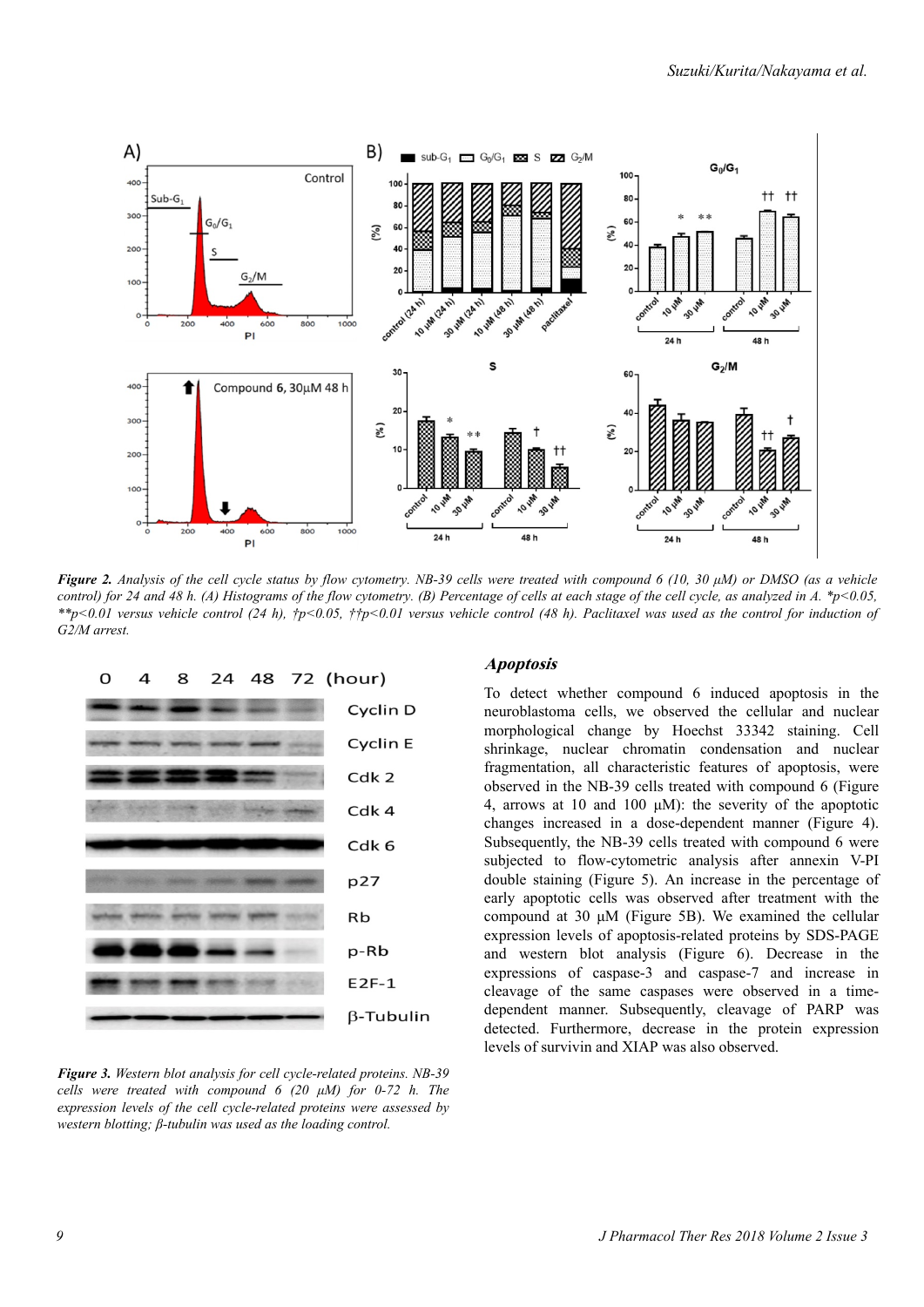***Figure 2.*** *Analysis of the cell cycle status by flow cytometry. NB-39 cells were treated with compound 6 (10, 30 μM) or DMSO (as a vehicle control) for 24 and 48 h. (A) Histograms of the flow cytometry. (B) Percentage of cells at each stage of the cell cycle, as analyzed in A. *p<0.05, **p<0.01 versus vehicle control (24 h), †p<0.05, ††p<0.01 versus vehicle control (48 h). Paclitaxel was used as the control for induction of G2/M arrest.*

***Figure 3.*** *Western blot analysis for cell cycle-related proteins. NB-39 cells were treated with compound 6 (20 μM) for 0-72 h. The expression levels of the cell cycle-related proteins were assessed by western blotting; β-tubulin was used as the loading control.*

### *Apoptosis*

To detect whether compound 6 induced apoptosis in the neuroblastoma cells, we observed the cellular and nuclear morphological change by Hoechst 33342 staining. Cell shrinkage, nuclear chromatin condensation and nuclear fragmentation, all characteristic features of apoptosis, were observed in the NB-39 cells treated with compound 6 (Figure 4, arrows at 10 and 100 μM): the severity of the apoptotic changes increased in a dose-dependent manner (Figure 4). Subsequently, the NB-39 cells treated with compound 6 were subjected to flow-cytometric analysis after annexin V-PI double staining (Figure 5). An increase in the percentage of early apoptotic cells was observed after treatment with the compound at 30 μM (Figure 5B). We examined the cellular expression levels of apoptosis-related proteins by SDS-PAGE and western blot analysis (Figure 6). Decrease in the expressions of caspase-3 and caspase-7 and increase in cleavage of the same caspases were observed in a time-dependent manner. Subsequently, cleavage of PARP was detected. Furthermore, decrease in the protein expression levels of survivin and XIAP was also observed.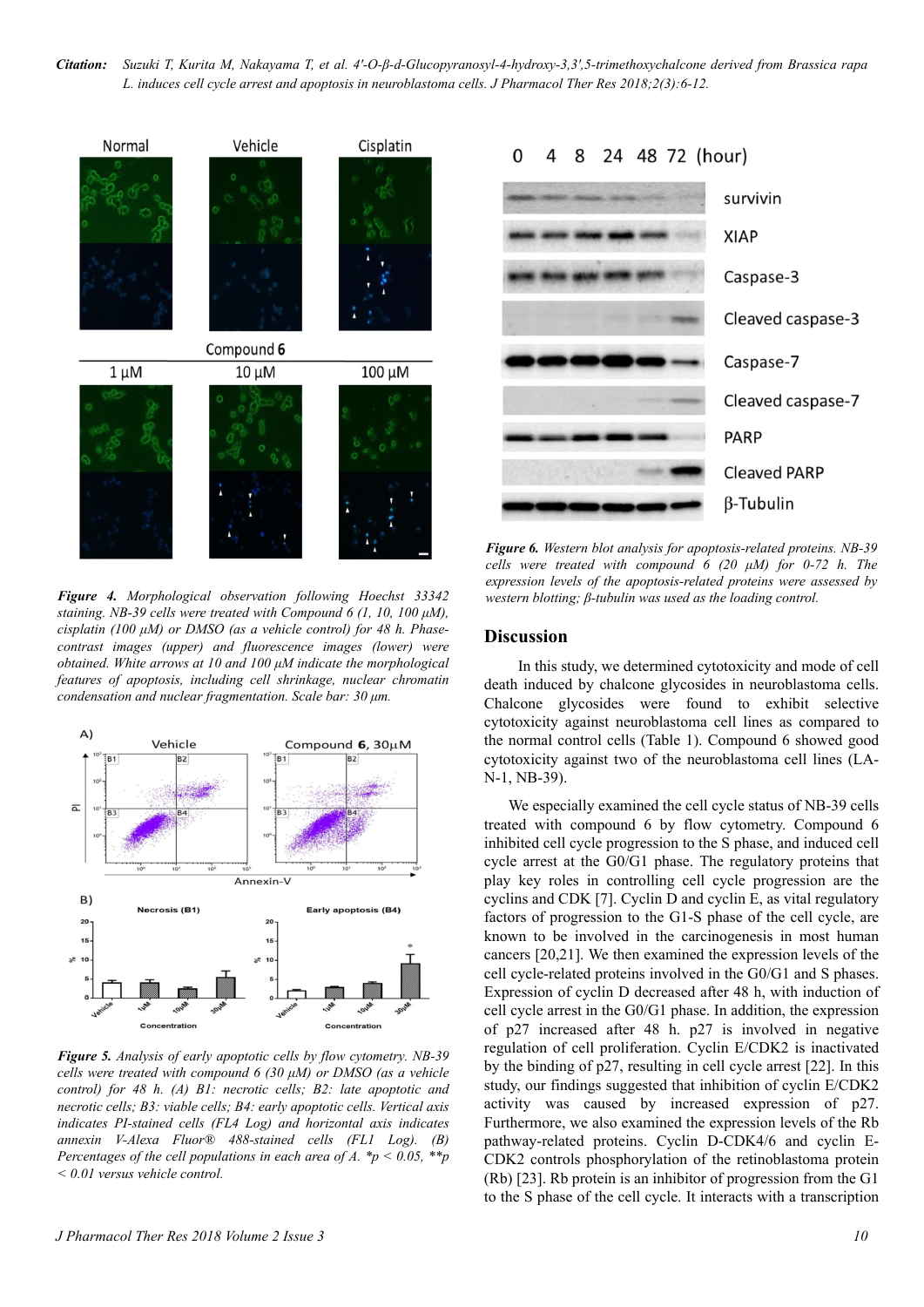*Figure 4. Morphological observation following Hoechst 33342 staining. NB-39 cells were treated with Compound 6 (1, 10, 100 µM), cisplatin (100 µM) or DMSO (as a vehicle control) for 48 h. Phase-contrast images (upper) and fluorescence images (lower) were obtained. White arrows at 10 and 100 µM indicate the morphological features of apoptosis, including cell shrinkage, nuclear chromatin condensation and nuclear fragmentation. Scale bar: 30 µm.*

*Figure 5. Analysis of early apoptotic cells by flow cytometry. NB-39 cells were treated with compound 6 (30 µM) or DMSO (as a vehicle control) for 48 h. (A) B1: necrotic cells; B2: late apoptotic and necrotic cells; B3: viable cells; B4: early apoptotic cells. Vertical axis indicates PI-stained cells (FL4 Log) and horizontal axis indicates annexin V-Alexa Fluor® 488-stained cells (FL1 Log). (B) Percentages of the cell populations in each area of A. *p < 0.05, **p < 0.01 versus vehicle control.*

*Figure 6. Western blot analysis for apoptosis-related proteins. NB-39 cells were treated with compound 6 (20 µM) for 0-72 h. The expression levels of the apoptosis-related proteins were assessed by western blotting; β-tubulin was used as the loading control.*

## Discussion

In this study, we determined cytotoxicity and mode of cell death induced by chalcone glycosides in neuroblastoma cells. Chalcone glycosides were found to exhibit selective cytotoxicity against neuroblastoma cell lines as compared to the normal control cells (Table 1). Compound 6 showed good cytotoxicity against two of the neuroblastoma cell lines (LA-N-1, NB-39).

We especially examined the cell cycle status of NB-39 cells treated with compound 6 by flow cytometry. Compound 6 inhibited cell cycle progression to the S phase, and induced cell cycle arrest at the G0/G1 phase. The regulatory proteins that play key roles in controlling cell cycle progression are the cyclins and CDK [7]. Cyclin D and cyclin E, as vital regulatory factors of progression to the G1-S phase of the cell cycle, are known to be involved in the carcinogenesis in most human cancers [20,21]. We then examined the expression levels of the cell cycle-related proteins involved in the G0/G1 and S phases. Expression of cyclin D decreased after 48 h, with induction of cell cycle arrest in the G0/G1 phase. In addition, the expression of p27 increased after 48 h. p27 is involved in negative regulation of cell proliferation. Cyclin E/CDK2 is inactivated by the binding of p27, resulting in cell cycle arrest [22]. In this study, our findings suggested that inhibition of cyclin E/CDK2 activity was caused by increased expression of p27. Furthermore, we also examined the expression levels of the Rb pathway-related proteins. Cyclin D-CDK4/6 and cyclin E-CDK2 controls phosphorylation of the retinoblastoma protein (Rb) [23]. Rb protein is an inhibitor of progression from the G1 to the S phase of the cell cycle. It interacts with a transcription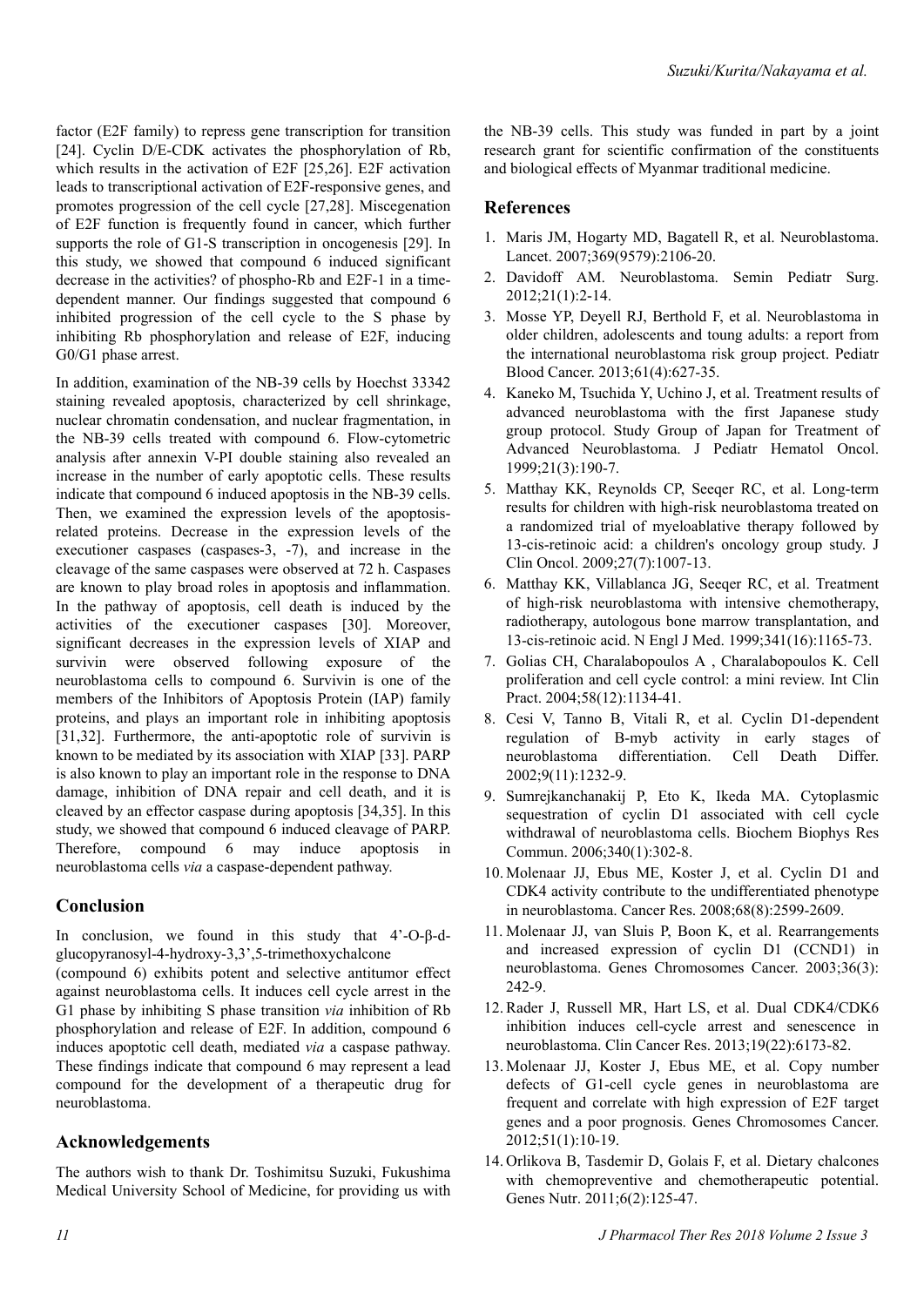factor (E2F family) to repress gene transcription for transition [24]. Cyclin D/E-CDK activates the phosphorylation of Rb, which results in the activation of E2F [25,26]. E2F activation leads to transcriptional activation of E2F-responsive genes, and promotes progression of the cell cycle [27,28]. Miscegenation of E2F function is frequently found in cancer, which further supports the role of G1-S transcription in oncogenesis [29]. In this study, we showed that compound 6 induced significant decrease in the activities? of phospho-Rb and E2F-1 in a time-dependent manner. Our findings suggested that compound 6 inhibited progression of the cell cycle to the S phase by inhibiting Rb phosphorylation and release of E2F, inducing G0/G1 phase arrest.

In addition, examination of the NB-39 cells by Hoechst 33342 staining revealed apoptosis, characterized by cell shrinkage, nuclear chromatin condensation, and nuclear fragmentation, in the NB-39 cells treated with compound 6. Flow-cytometric analysis after annexin V-PI double staining also revealed an increase in the number of early apoptotic cells. These results indicate that compound 6 induced apoptosis in the NB-39 cells. Then, we examined the expression levels of the apoptosis-related proteins. Decrease in the expression levels of the executioner caspases (caspases-3, -7), and increase in the cleavage of the same caspases were observed at 72 h. Caspases are known to play broad roles in apoptosis and inflammation. In the pathway of apoptosis, cell death is induced by the activities of the executioner caspases [30]. Moreover, significant decreases in the expression levels of XIAP and survivin were observed following exposure of the neuroblastoma cells to compound 6. Survivin is one of the members of the Inhibitors of Apoptosis Protein (IAP) family proteins, and plays an important role in inhibiting apoptosis [31,32]. Furthermore, the anti-apoptotic role of survivin is known to be mediated by its association with XIAP [33]. PARP is also known to play an important role in the response to DNA damage, inhibition of DNA repair and cell death, and it is cleaved by an effector caspase during apoptosis [34,35]. In this study, we showed that compound 6 induced cleavage of PARP. Therefore, compound 6 may induce apoptosis in neuroblastoma cells *via* a caspase-dependent pathway.

## Conclusion

In conclusion, we found in this study that 4'-O-β-d-glucopyranosyl-4-hydroxy-3,3',5-trimethoxychalcone (compound 6) exhibits potent and selective antitumor effect against neuroblastoma cells. It induces cell cycle arrest in the G1 phase by inhibiting S phase transition *via* inhibition of Rb phosphorylation and release of E2F. In addition, compound 6 induces apoptotic cell death, mediated *via* a caspase pathway. These findings indicate that compound 6 may represent a lead compound for the development of a therapeutic drug for neuroblastoma.

## Acknowledgements

The authors wish to thank Dr. Toshimitsu Suzuki, Fukushima Medical University School of Medicine, for providing us with the NB-39 cells. This study was funded in part by a joint research grant for scientific confirmation of the constituents and biological effects of Myanmar traditional medicine.

## References

1. Maris JM, Hogarty MD, Bagatell R, et al. Neuroblastoma. Lancet. 2007;369(9579):2106-20.
2. Davidoff AM. Neuroblastoma. Semin Pediatr Surg. 2012;21(1):2-14.
3. Mosse YP, Deyell RJ, Berthold F, et al. Neuroblastoma in older children, adolescents and toung adults: a report from the international neuroblastoma risk group project. Pediatr Blood Cancer. 2013;61(4):627-35.
4. Kaneko M, Tsuchida Y, Uchino J, et al. Treatment results of advanced neuroblastoma with the first Japanese study group protocol. Study Group of Japan for Treatment of Advanced Neuroblastoma. J Pediatr Hematol Oncol. 1999;21(3):190-7.
5. Matthay KK, Reynolds CP, Seeqer RC, et al. Long-term results for children with high-risk neuroblastoma treated on a randomized trial of myeloablative therapy followed by 13-cis-retinoic acid: a children's oncology group study. J Clin Oncol. 2009;27(7):1007-13.
6. Matthay KK, Villablanca JG, Seeqer RC, et al. Treatment of high-risk neuroblastoma with intensive chemotherapy, radiotherapy, autologous bone marrow transplantation, and 13-cis-retinoic acid. N Engl J Med. 1999;341(16):1165-73.
7. Golias CH, Charalabopoulos A , Charalabopoulos K. Cell proliferation and cell cycle control: a mini review. Int Clin Pract. 2004;58(12):1134-41.
8. Cesi V, Tanno B, Vitali R, et al. Cyclin D1-dependent regulation of B-myb activity in early stages of neuroblastoma differentiation. Cell Death Differ. 2002;9(11):1232-9.
9. Sumrejkanchanakij P, Eto K, Ikeda MA. Cytoplasmic sequestration of cyclin D1 associated with cell cycle withdrawal of neuroblastoma cells. Biochem Biophys Res Commun. 2006;340(1):302-8.
10. Molenaar JJ, Ebus ME, Koster J, et al. Cyclin D1 and CDK4 activity contribute to the undifferentiated phenotype in neuroblastoma. Cancer Res. 2008;68(8):2599-2609.
11. Molenaar JJ, van Sluis P, Boon K, et al. Rearrangements and increased expression of cyclin D1 (CCND1) in neuroblastoma. Genes Chromosomes Cancer. 2003;36(3): 242-9.
12. Rader J, Russell MR, Hart LS, et al. Dual CDK4/CDK6 inhibition induces cell-cycle arrest and senescence in neuroblastoma. Clin Cancer Res. 2013;19(22):6173-82.
13. Molenaar JJ, Koster J, Ebus ME, et al. Copy number defects of G1-cell cycle genes in neuroblastoma are frequent and correlate with high expression of E2F target genes and a poor prognosis. Genes Chromosomes Cancer. 2012;51(1):10-19.
14. Orlikova B, Tasdemir D, Golais F, et al. Dietary chalcones with chemopreventive and chemotherapeutic potential. Genes Nutr. 2011;6(2):125-47.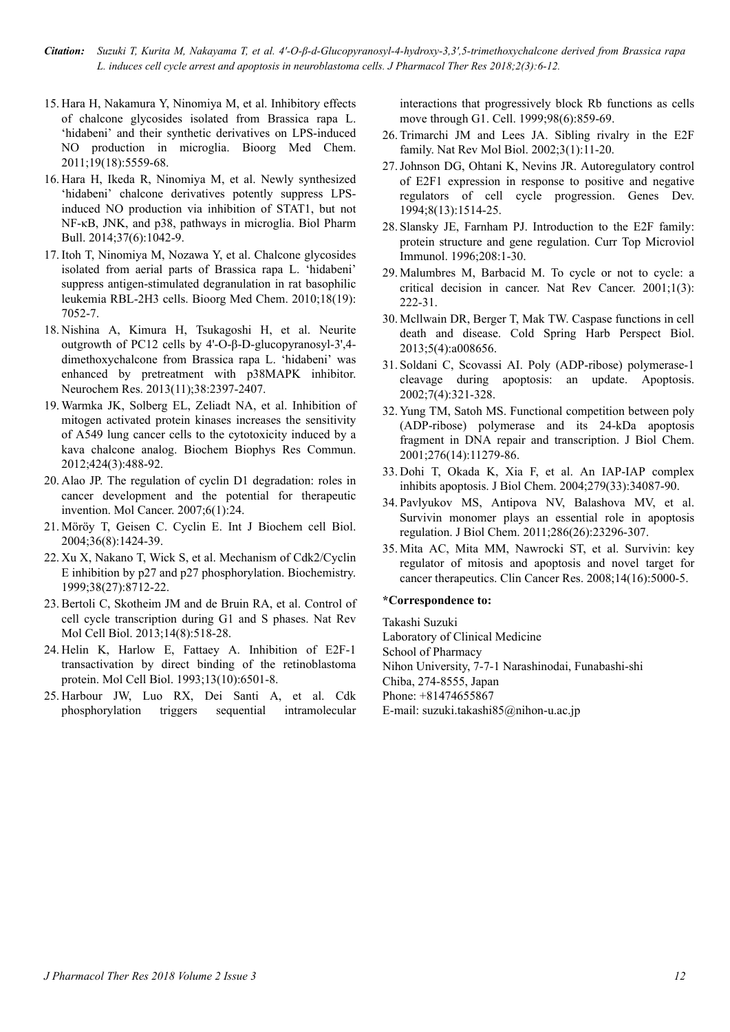15. Hara H, Nakamura Y, Ninomiya M, et al. Inhibitory effects of chalcone glycosides isolated from Brassica rapa L. 'hidabeni' and their synthetic derivatives on LPS-induced NO production in microglia. Bioorg Med Chem. 2011;19(18):5559-68.
16. Hara H, Ikeda R, Ninomiya M, et al. Newly synthesized 'hidabeni' chalcone derivatives potently suppress LPS-induced NO production via inhibition of STAT1, but not NF-κB, JNK, and p38, pathways in microglia. Biol Pharm Bull. 2014;37(6):1042-9.
17. Itoh T, Ninomiya M, Nozawa Y, et al. Chalcone glycosides isolated from aerial parts of Brassica rapa L. 'hidabeni' suppress antigen-stimulated degranulation in rat basophilic leukemia RBL-2H3 cells. Bioorg Med Chem. 2010;18(19): 7052-7.
18. Nishina A, Kimura H, Tsukagoshi H, et al. Neurite outgrowth of PC12 cells by 4'-O-β-D-glucopyranosyl-3',4-dimethoxychalcone from Brassica rapa L. 'hidabeni' was enhanced by pretreatment with p38MAPK inhibitor. Neurochem Res. 2013(11);38:2397-2407.
19. Warmka JK, Solberg EL, Zeliadt NA, et al. Inhibition of mitogen activated protein kinases increases the sensitivity of A549 lung cancer cells to the cytotoxicity induced by a kava chalcone analog. Biochem Biophys Res Commun. 2012;424(3):488-92.
20. Alao JP. The regulation of cyclin D1 degradation: roles in cancer development and the potential for therapeutic invention. Mol Cancer. 2007;6(1):24.
21. Möröy T, Geisen C. Cyclin E. Int J Biochem cell Biol. 2004;36(8):1424-39.
22. Xu X, Nakano T, Wick S, et al. Mechanism of Cdk2/Cyclin E inhibition by p27 and p27 phosphorylation. Biochemistry. 1999;38(27):8712-22.
23. Bertoli C, Skotheim JM and de Bruin RA, et al. Control of cell cycle transcription during G1 and S phases. Nat Rev Mol Cell Biol. 2013;14(8):518-28.
24. Helin K, Harlow E, Fattaey A. Inhibition of E2F-1 transactivation by direct binding of the retinoblastoma protein. Mol Cell Biol. 1993;13(10):6501-8.
25. Harbour JW, Luo RX, Dei Santi A, et al. Cdk phosphorylation triggers sequential intramolecular interactions that progressively block Rb functions as cells move through G1. Cell. 1999;98(6):859-69.
26. Trimarchi JM and Lees JA. Sibling rivalry in the E2F family. Nat Rev Mol Biol. 2002;3(1):11-20.
27. Johnson DG, Ohtani K, Nevins JR. Autoregulatory control of E2F1 expression in response to positive and negative regulators of cell cycle progression. Genes Dev. 1994;8(13):1514-25.
28. Slansky JE, Farnham PJ. Introduction to the E2F family: protein structure and gene regulation. Curr Top Microviol Immunol. 1996;208:1-30.
29. Malumbres M, Barbacid M. To cycle or not to cycle: a critical decision in cancer. Nat Rev Cancer. 2001;1(3): 222-31.
30. Mcllwain DR, Berger T, Mak TW. Caspase functions in cell death and disease. Cold Spring Harb Perspect Biol. 2013;5(4):a008656.
31. Soldani C, Scovassi AI. Poly (ADP-ribose) polymerase-1 cleavage during apoptosis: an update. Apoptosis. 2002;7(4):321-328.
32. Yung TM, Satoh MS. Functional competition between poly (ADP-ribose) polymerase and its 24-kDa apoptosis fragment in DNA repair and transcription. J Biol Chem. 2001;276(14):11279-86.
33. Dohi T, Okada K, Xia F, et al. An IAP-IAP complex inhibits apoptosis. J Biol Chem. 2004;279(33):34087-90.
34. Pavlyukov MS, Antipova NV, Balashova MV, et al. Survivin monomer plays an essential role in apoptosis regulation. J Biol Chem. 2011;286(26):23296-307.
35. Mita AC, Mita MM, Nawrocki ST, et al. Survivin: key regulator of mitosis and apoptosis and novel target for cancer therapeutics. Clin Cancer Res. 2008;14(16):5000-5.

**\*Correspondence to:**

Takashi Suzuki
Laboratory of Clinical Medicine
School of Pharmacy
Nihon University, 7-7-1 Narashinodai, Funabashi-shi
Chiba, 274-8555, Japan
Phone: +81474655867
E-mail: suzuki.takashi85@nihon-u.ac.jp